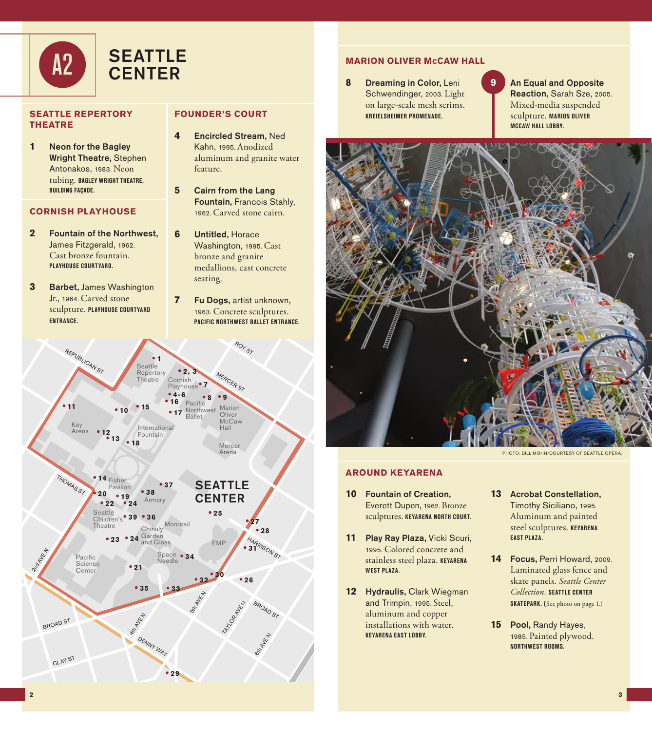# A2 SEATTLE CENTER

## SEATTLE REPERTORY THEATRE

**1** **Neon for the Bagley Wright Theatre,** Stephen Antonakos, 1983. Neon tubing. BAGLEY WRIGHT THEATRE, BUILDING FAÇADE.

## CORNISH PLAYHOUSE

**2** **Fountain of the Northwest,** James Fitzgerald, 1962. Cast bronze fountain. PLAYHOUSE COURTYARD.

**3** **Barbet,** James Washington Jr., 1964. Carved stone sculpture. PLAYHOUSE COURTYARD ENTRANCE.

## FOUNDER'S COURT

**4** **Encircled Stream,** Ned Kahn, 1995. Anodized aluminum and granite water feature.

**5** **Cairn from the Lang Fountain,** Francois Stahly, 1962. Carved stone cairn.

**6** **Untitled,** Horace Washington, 1995. Cast bronze and granite medallions, cast concrete seating.

**7** **Fu Dogs,** artist unknown, 1963. Concrete sculptures. PACIFIC NORTHWEST BALLET ENTRANCE.

## MARION OLIVER McCAW HALL

**8** **Dreaming in Color,** Leni Schwendinger, 2003. Light on large-scale mesh scrims. KREIELSHEIMER PROMENADE.

**9** **An Equal and Opposite Reaction,** Sarah Sze, 2005. Mixed-media suspended sculpture. MARION OLIVER MCCAW HALL LOBBY.

PHOTO: BILL MOHN/COURTESY OF SEATTLE OPERA.

## AROUND KEYARENA

**10** **Fountain of Creation,** Everett Dupen, 1962. Bronze sculptures. KEYARENA NORTH COURT.

**11** **Play Ray Plaza,** Vicki Scuri, 1995. Colored concrete and stainless steel plaza. KEYARENA WEST PLAZA.

**12** **Hydraulis,** Clark Wiegman and Trimpin, 1995. Steel, aluminum and copper installations with water. KEYARENA EAST LOBBY.

**13** **Acrobat Constellation,** Timothy Siciliano, 1995. Aluminum and painted steel sculptures. KEYARENA EAST PLAZA.

**14** **Focus,** Perri Howard, 2009. Laminated glass fence and skate panels. *Seattle Center Collection*. SEATTLE CENTER SKATEPARK. (See photo on page 1.)

**15** **Pool,** Randy Hayes, 1985. Painted plywood. NORTHWEST ROOMS.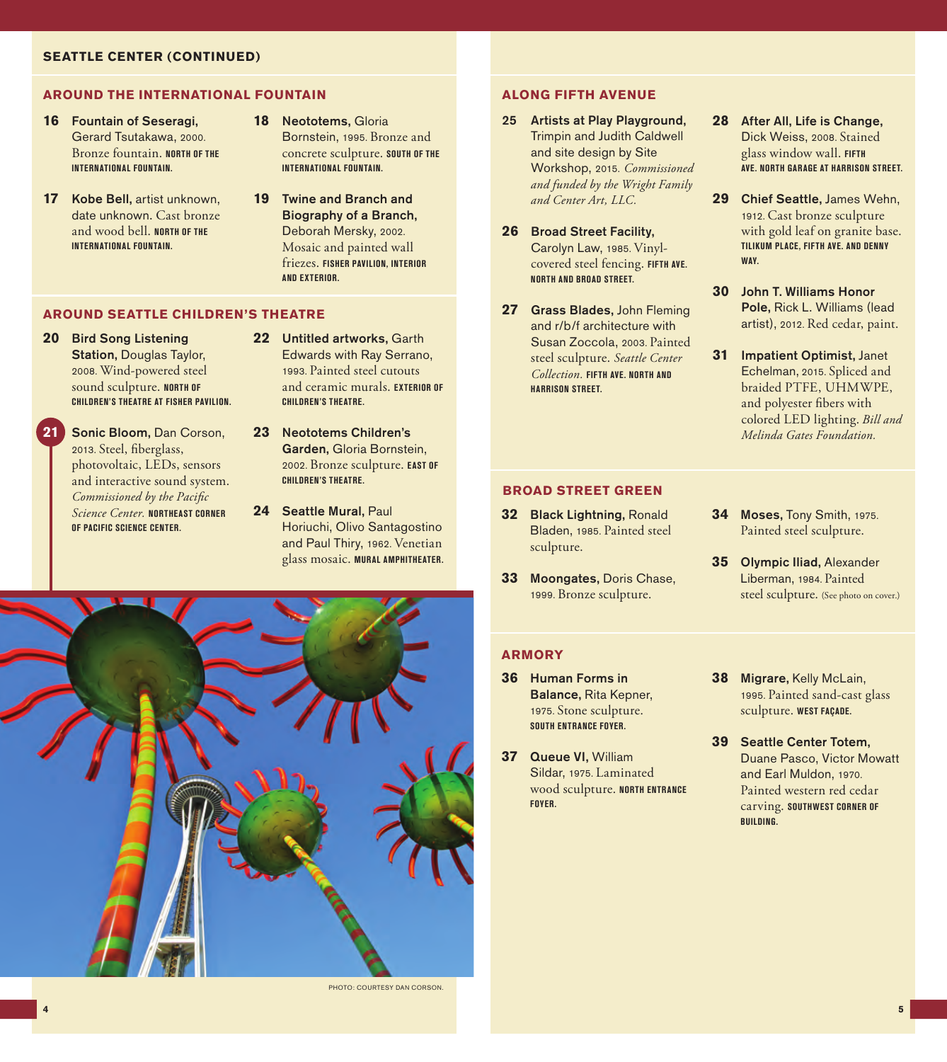**SEATTLE CENTER (CONTINUED)**

## AROUND THE INTERNATIONAL FOUNTAIN

**16 Fountain of Seseragi,** Gerard Tsutakawa, 2000. Bronze fountain. NORTH OF THE INTERNATIONAL FOUNTAIN.

**17 Kobe Bell,** artist unknown, date unknown. Cast bronze and wood bell. NORTH OF THE INTERNATIONAL FOUNTAIN.

**18 Neototems,** Gloria Bornstein, 1995. Bronze and concrete sculpture. SOUTH OF THE INTERNATIONAL FOUNTAIN.

**19 Twine and Branch and Biography of a Branch,** Deborah Mersky, 2002. Mosaic and painted wall friezes. FISHER PAVILION, INTERIOR AND EXTERIOR.

## AROUND SEATTLE CHILDREN'S THEATRE

**20 Bird Song Listening Station,** Douglas Taylor, 2008. Wind-powered steel sound sculpture. NORTH OF CHILDREN'S THEATRE AT FISHER PAVILION.

**21 Sonic Bloom,** Dan Corson, 2013. Steel, fiberglass, photovoltaic, LEDs, sensors and interactive sound system. *Commissioned by the Pacific Science Center.* NORTHEAST CORNER OF PACIFIC SCIENCE CENTER.

**22 Untitled artworks,** Garth Edwards with Ray Serrano, 1993. Painted steel cutouts and ceramic murals. EXTERIOR OF CHILDREN'S THEATRE.

**23 Neototems Children's Garden,** Gloria Bornstein, 2002. Bronze sculpture. EAST OF CHILDREN'S THEATRE.

**24 Seattle Mural,** Paul Horiuchi, Olivo Santagostino and Paul Thiry, 1962. Venetian glass mosaic. MURAL AMPHITHEATER.

PHOTO: COURTESY DAN CORSON.

## ALONG FIFTH AVENUE

**25 Artists at Play Playground,** Trimpin and Judith Caldwell and site design by Site Workshop, 2015. *Commissioned and funded by the Wright Family and Center Art, LLC.*

**26 Broad Street Facility,** Carolyn Law, 1985. Vinyl-covered steel fencing. FIFTH AVE. NORTH AND BROAD STREET.

**27 Grass Blades,** John Fleming and r/b/f architecture with Susan Zoccola, 2003. Painted steel sculpture. *Seattle Center Collection.* FIFTH AVE. NORTH AND HARRISON STREET.

**28 After All, Life is Change,** Dick Weiss, 2008. Stained glass window wall. FIFTH AVE. NORTH GARAGE AT HARRISON STREET.

**29 Chief Seattle,** James Wehn, 1912. Cast bronze sculpture with gold leaf on granite base. TILIKUM PLACE, FIFTH AVE. AND DENNY WAY.

**30 John T. Williams Honor Pole,** Rick L. Williams (lead artist), 2012. Red cedar, paint.

**31 Impatient Optimist,** Janet Echelman, 2015. Spliced and braided PTFE, UHMWPE, and polyester fibers with colored LED lighting. *Bill and Melinda Gates Foundation.*

## BROAD STREET GREEN

**32 Black Lightning,** Ronald Bladen, 1985. Painted steel sculpture.

**33 Moongates,** Doris Chase, 1999. Bronze sculpture.

**34 Moses,** Tony Smith, 1975. Painted steel sculpture.

**35 Olympic Iliad,** Alexander Liberman, 1984. Painted steel sculpture. (See photo on cover.)

## ARMORY

**36 Human Forms in Balance,** Rita Kepner, 1975. Stone sculpture. SOUTH ENTRANCE FOYER.

**37 Queue VI,** William Sildar, 1975. Laminated wood sculpture. NORTH ENTRANCE FOYER.

**38 Migrare,** Kelly McLain, 1995. Painted sand-cast glass sculpture. WEST FAÇADE.

**39 Seattle Center Totem,** Duane Pasco, Victor Mowatt and Earl Muldon, 1970. Painted western red cedar carving. SOUTHWEST CORNER OF BUILDING.